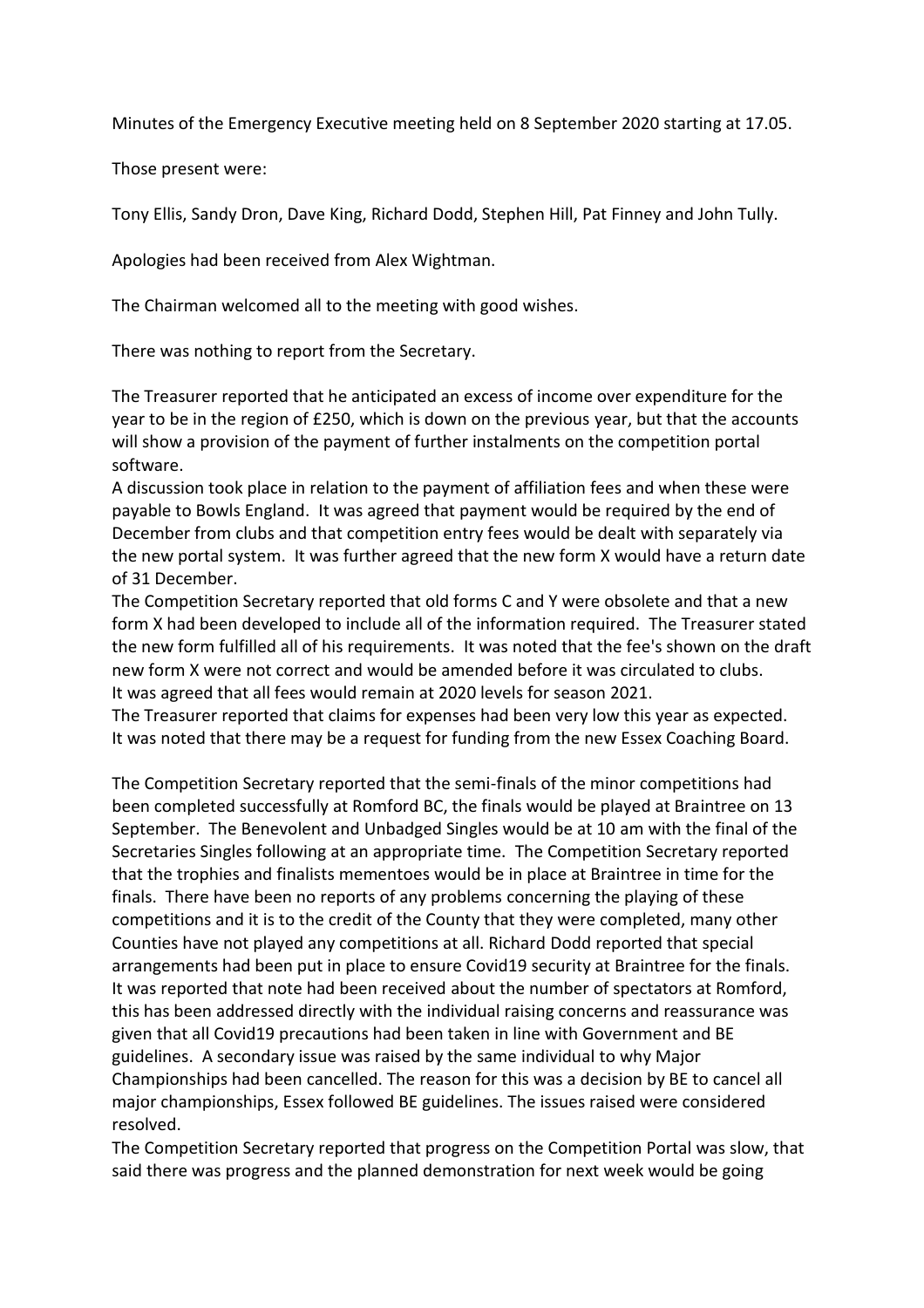Minutes of the Emergency Executive meeting held on 8 September 2020 starting at 17.05.

Those present were:

Tony Ellis, Sandy Dron, Dave King, Richard Dodd, Stephen Hill, Pat Finney and John Tully.

Apologies had been received from Alex Wightman.

The Chairman welcomed all to the meeting with good wishes.

There was nothing to report from the Secretary.

The Treasurer reported that he anticipated an excess of income over expenditure for the year to be in the region of £250, which is down on the previous year, but that the accounts will show a provision of the payment of further instalments on the competition portal software.
A discussion took place in relation to the payment of affiliation fees and when these were payable to Bowls England. It was agreed that payment would be required by the end of December from clubs and that competition entry fees would be dealt with separately via the new portal system. It was further agreed that the new form X would have a return date of 31 December.
The Competition Secretary reported that old forms C and Y were obsolete and that a new form X had been developed to include all of the information required. The Treasurer stated the new form fulfilled all of his requirements. It was noted that the fee's shown on the draft new form X were not correct and would be amended before it was circulated to clubs.
It was agreed that all fees would remain at 2020 levels for season 2021.
The Treasurer reported that claims for expenses had been very low this year as expected.
It was noted that there may be a request for funding from the new Essex Coaching Board.

The Competition Secretary reported that the semi-finals of the minor competitions had been completed successfully at Romford BC, the finals would be played at Braintree on 13 September. The Benevolent and Unbadged Singles would be at 10 am with the final of the Secretaries Singles following at an appropriate time. The Competition Secretary reported that the trophies and finalists mementoes would be in place at Braintree in time for the finals. There have been no reports of any problems concerning the playing of these competitions and it is to the credit of the County that they were completed, many other Counties have not played any competitions at all. Richard Dodd reported that special arrangements had been put in place to ensure Covid19 security at Braintree for the finals.
It was reported that note had been received about the number of spectators at Romford, this has been addressed directly with the individual raising concerns and reassurance was given that all Covid19 precautions had been taken in line with Government and BE guidelines. A secondary issue was raised by the same individual to why Major Championships had been cancelled. The reason for this was a decision by BE to cancel all major championships, Essex followed BE guidelines. The issues raised were considered resolved.
The Competition Secretary reported that progress on the Competition Portal was slow, that said there was progress and the planned demonstration for next week would be going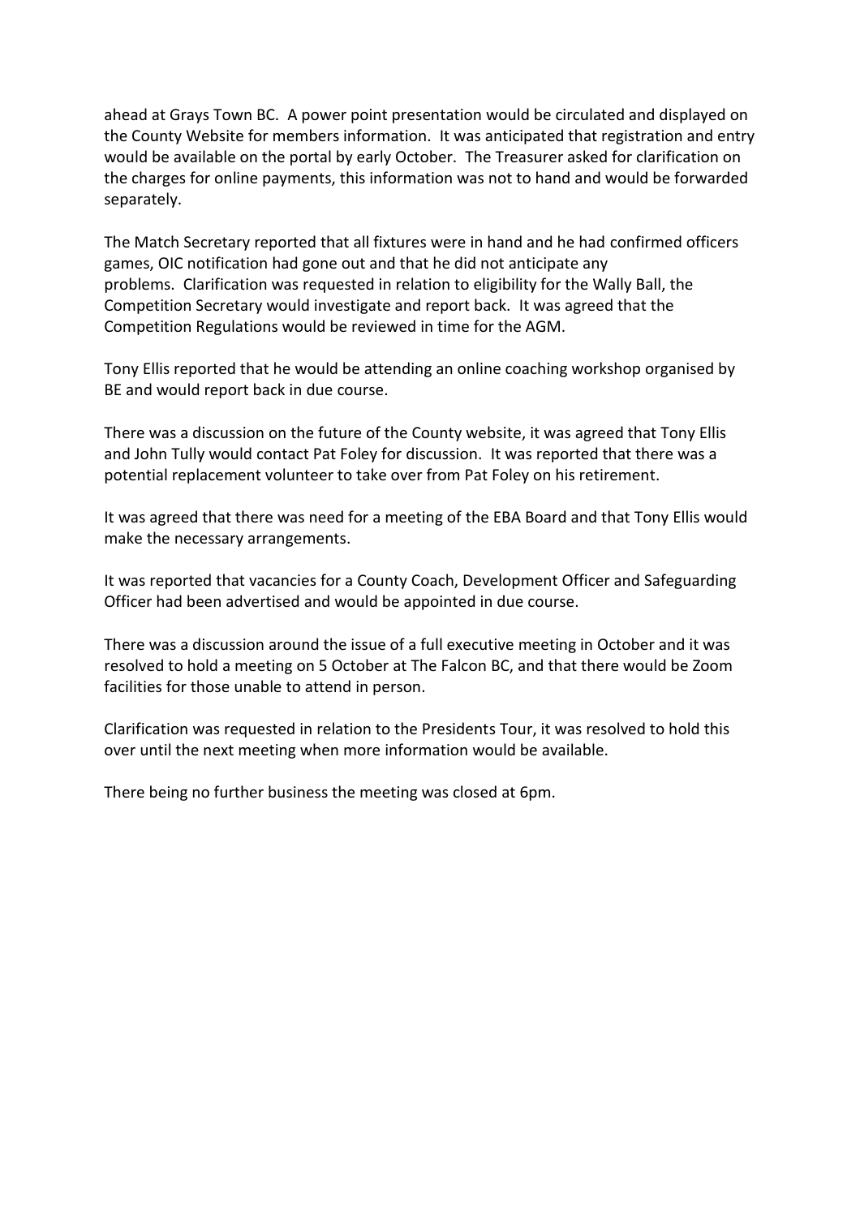ahead at Grays Town BC. A power point presentation would be circulated and displayed on the County Website for members information. It was anticipated that registration and entry would be available on the portal by early October. The Treasurer asked for clarification on the charges for online payments, this information was not to hand and would be forwarded separately.

The Match Secretary reported that all fixtures were in hand and he had confirmed officers games, OIC notification had gone out and that he did not anticipate any problems. Clarification was requested in relation to eligibility for the Wally Ball, the Competition Secretary would investigate and report back. It was agreed that the Competition Regulations would be reviewed in time for the AGM.

Tony Ellis reported that he would be attending an online coaching workshop organised by BE and would report back in due course.

There was a discussion on the future of the County website, it was agreed that Tony Ellis and John Tully would contact Pat Foley for discussion. It was reported that there was a potential replacement volunteer to take over from Pat Foley on his retirement.

It was agreed that there was need for a meeting of the EBA Board and that Tony Ellis would make the necessary arrangements.

It was reported that vacancies for a County Coach, Development Officer and Safeguarding Officer had been advertised and would be appointed in due course.

There was a discussion around the issue of a full executive meeting in October and it was resolved to hold a meeting on 5 October at The Falcon BC, and that there would be Zoom facilities for those unable to attend in person.

Clarification was requested in relation to the Presidents Tour, it was resolved to hold this over until the next meeting when more information would be available.

There being no further business the meeting was closed at 6pm.